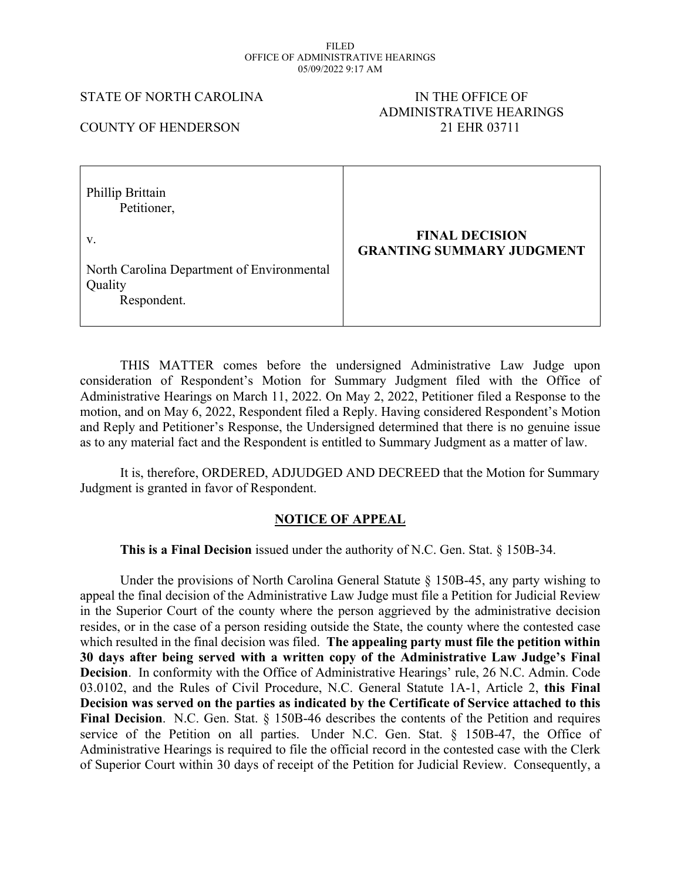FILED
OFFICE OF ADMINISTRATIVE HEARINGS
05/09/2022 9:17 AM

STATE OF NORTH CAROLINA

COUNTY OF HENDERSON

IN THE OFFICE OF
ADMINISTRATIVE HEARINGS
21 EHR 03711

| Phillip Brittain<br>Petitioner,<br><br>v.<br><br>North Carolina Department of Environmental Quality<br>Respondent. | **FINAL DECISION GRANTING SUMMARY JUDGMENT** |
|---|---|

THIS MATTER comes before the undersigned Administrative Law Judge upon consideration of Respondent's Motion for Summary Judgment filed with the Office of Administrative Hearings on March 11, 2022. On May 2, 2022, Petitioner filed a Response to the motion, and on May 6, 2022, Respondent filed a Reply. Having considered Respondent's Motion and Reply and Petitioner's Response, the Undersigned determined that there is no genuine issue as to any material fact and the Respondent is entitled to Summary Judgment as a matter of law.

It is, therefore, ORDERED, ADJUDGED AND DECREED that the Motion for Summary Judgment is granted in favor of Respondent.

## NOTICE OF APPEAL

**This is a Final Decision** issued under the authority of N.C. Gen. Stat. § 150B-34.

Under the provisions of North Carolina General Statute § 150B-45, any party wishing to appeal the final decision of the Administrative Law Judge must file a Petition for Judicial Review in the Superior Court of the county where the person aggrieved by the administrative decision resides, or in the case of a person residing outside the State, the county where the contested case which resulted in the final decision was filed. **The appealing party must file the petition within 30 days after being served with a written copy of the Administrative Law Judge's Final Decision**. In conformity with the Office of Administrative Hearings' rule, 26 N.C. Admin. Code 03.0102, and the Rules of Civil Procedure, N.C. General Statute 1A-1, Article 2, **this Final Decision was served on the parties as indicated by the Certificate of Service attached to this Final Decision**. N.C. Gen. Stat. § 150B-46 describes the contents of the Petition and requires service of the Petition on all parties. Under N.C. Gen. Stat. § 150B-47, the Office of Administrative Hearings is required to file the official record in the contested case with the Clerk of Superior Court within 30 days of receipt of the Petition for Judicial Review. Consequently, a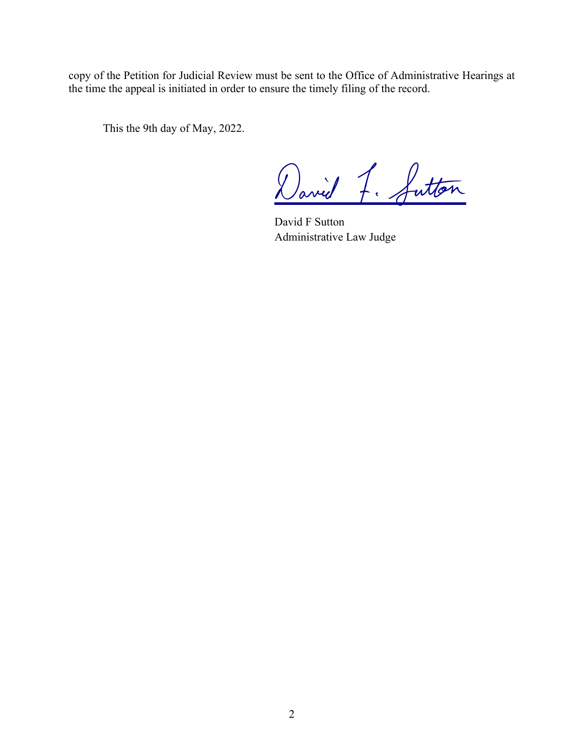copy of the Petition for Judicial Review must be sent to the Office of Administrative Hearings at the time the appeal is initiated in order to ensure the timely filing of the record.

This the 9th day of May, 2022.

David F. Sutton

David F Sutton
Administrative Law Judge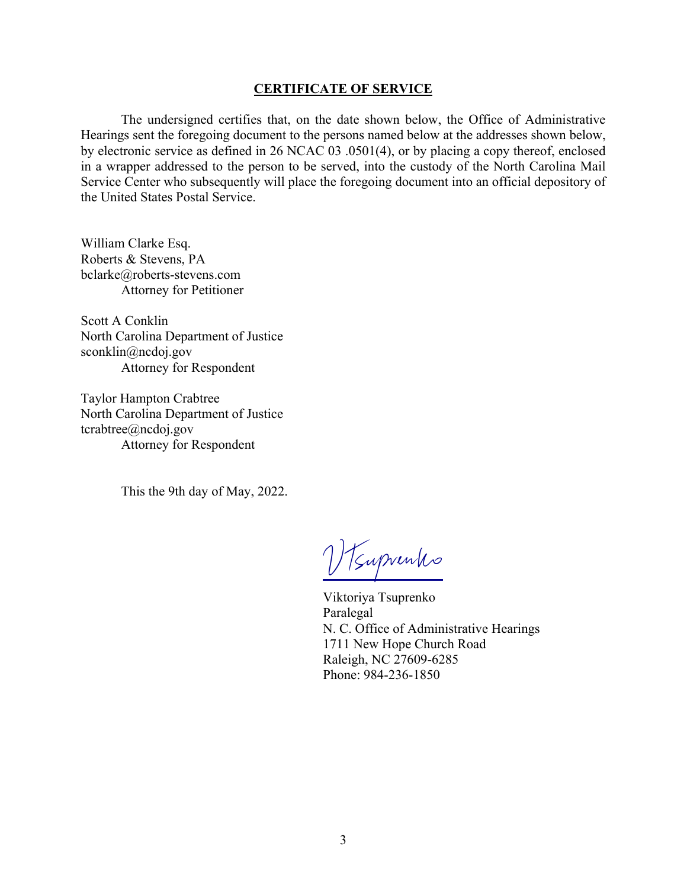**CERTIFICATE OF SERVICE**

The undersigned certifies that, on the date shown below, the Office of Administrative Hearings sent the foregoing document to the persons named below at the addresses shown below, by electronic service as defined in 26 NCAC 03 .0501(4), or by placing a copy thereof, enclosed in a wrapper addressed to the person to be served, into the custody of the North Carolina Mail Service Center who subsequently will place the foregoing document into an official depository of the United States Postal Service.

William Clarke Esq.
Roberts & Stevens, PA
bclarke@roberts-stevens.com
Attorney for Petitioner

Scott A Conklin
North Carolina Department of Justice
sconklin@ncdoj.gov
Attorney for Respondent

Taylor Hampton Crabtree
North Carolina Department of Justice
tcrabtree@ncdoj.gov
Attorney for Respondent

This the 9th day of May, 2022.

VTsuprenko

Viktoriya Tsuprenko
Paralegal
N. C. Office of Administrative Hearings
1711 New Hope Church Road
Raleigh, NC 27609-6285
Phone: 984-236-1850